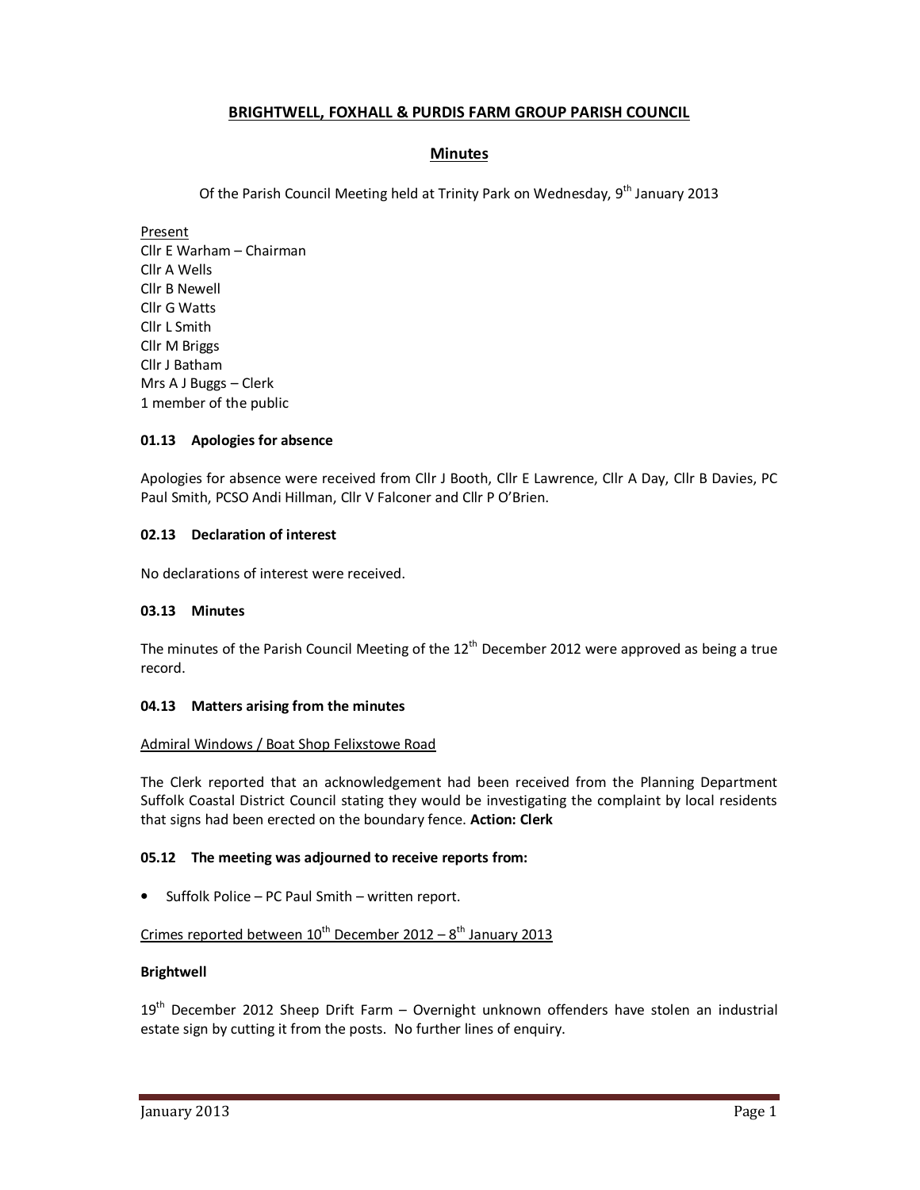# BRIGHTWELL, FOXHALL & PURDIS FARM GROUP PARISH COUNCIL

## Minutes

Of the Parish Council Meeting held at Trinity Park on Wednesday, 9th January 2013

Present
Cllr E Warham – Chairman
Cllr A Wells
Cllr B Newell
Cllr G Watts
Cllr L Smith
Cllr M Briggs
Cllr J Batham
Mrs A J Buggs – Clerk
1 member of the public

### 01.13 Apologies for absence

Apologies for absence were received from Cllr J Booth, Cllr E Lawrence, Cllr A Day, Cllr B Davies, PC Paul Smith, PCSO Andi Hillman, Cllr V Falconer and Cllr P O'Brien.

### 02.13 Declaration of interest

No declarations of interest were received.

### 03.13 Minutes

The minutes of the Parish Council Meeting of the 12th December 2012 were approved as being a true record.

### 04.13 Matters arising from the minutes

Admiral Windows / Boat Shop Felixstowe Road

The Clerk reported that an acknowledgement had been received from the Planning Department Suffolk Coastal District Council stating they would be investigating the complaint by local residents that signs had been erected on the boundary fence. **Action: Clerk**

### 05.12 The meeting was adjourned to receive reports from:

- Suffolk Police – PC Paul Smith – written report.

Crimes reported between 10th December 2012 – 8th January 2013

**Brightwell**

19th December 2012 Sheep Drift Farm – Overnight unknown offenders have stolen an industrial estate sign by cutting it from the posts. No further lines of enquiry.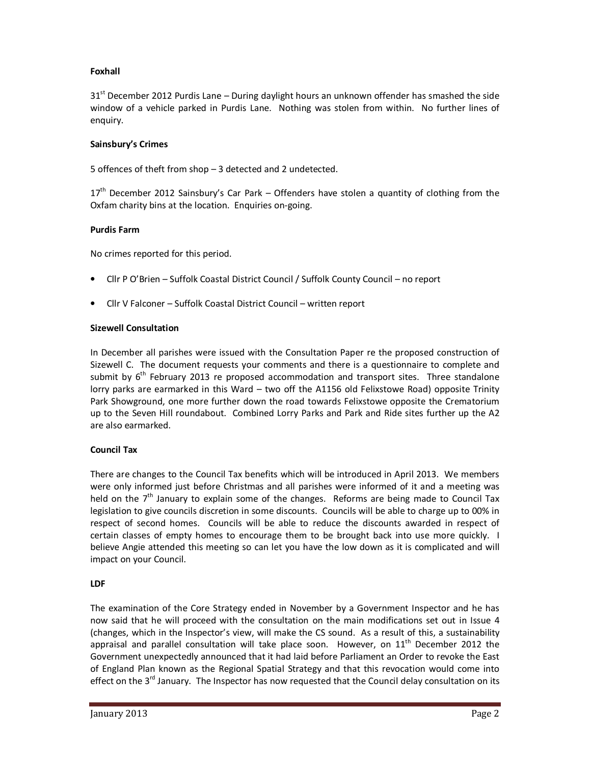**Foxhall**

31st December 2012 Purdis Lane – During daylight hours an unknown offender has smashed the side window of a vehicle parked in Purdis Lane. Nothing was stolen from within. No further lines of enquiry.

**Sainsbury's Crimes**

5 offences of theft from shop – 3 detected and 2 undetected.

17th December 2012 Sainsbury's Car Park – Offenders have stolen a quantity of clothing from the Oxfam charity bins at the location. Enquiries on-going.

**Purdis Farm**

No crimes reported for this period.

- Cllr P O'Brien – Suffolk Coastal District Council / Suffolk County Council – no report
- Cllr V Falconer – Suffolk Coastal District Council – written report

**Sizewell Consultation**

In December all parishes were issued with the Consultation Paper re the proposed construction of Sizewell C. The document requests your comments and there is a questionnaire to complete and submit by 6th February 2013 re proposed accommodation and transport sites. Three standalone lorry parks are earmarked in this Ward – two off the A1156 old Felixstowe Road) opposite Trinity Park Showground, one more further down the road towards Felixstowe opposite the Crematorium up to the Seven Hill roundabout. Combined Lorry Parks and Park and Ride sites further up the A2 are also earmarked.

**Council Tax**

There are changes to the Council Tax benefits which will be introduced in April 2013. We members were only informed just before Christmas and all parishes were informed of it and a meeting was held on the 7th January to explain some of the changes. Reforms are being made to Council Tax legislation to give councils discretion in some discounts. Councils will be able to charge up to 00% in respect of second homes. Councils will be able to reduce the discounts awarded in respect of certain classes of empty homes to encourage them to be brought back into use more quickly. I believe Angie attended this meeting so can let you have the low down as it is complicated and will impact on your Council.

**LDF**

The examination of the Core Strategy ended in November by a Government Inspector and he has now said that he will proceed with the consultation on the main modifications set out in Issue 4 (changes, which in the Inspector's view, will make the CS sound. As a result of this, a sustainability appraisal and parallel consultation will take place soon. However, on 11th December 2012 the Government unexpectedly announced that it had laid before Parliament an Order to revoke the East of England Plan known as the Regional Spatial Strategy and that this revocation would come into effect on the 3rd January. The Inspector has now requested that the Council delay consultation on its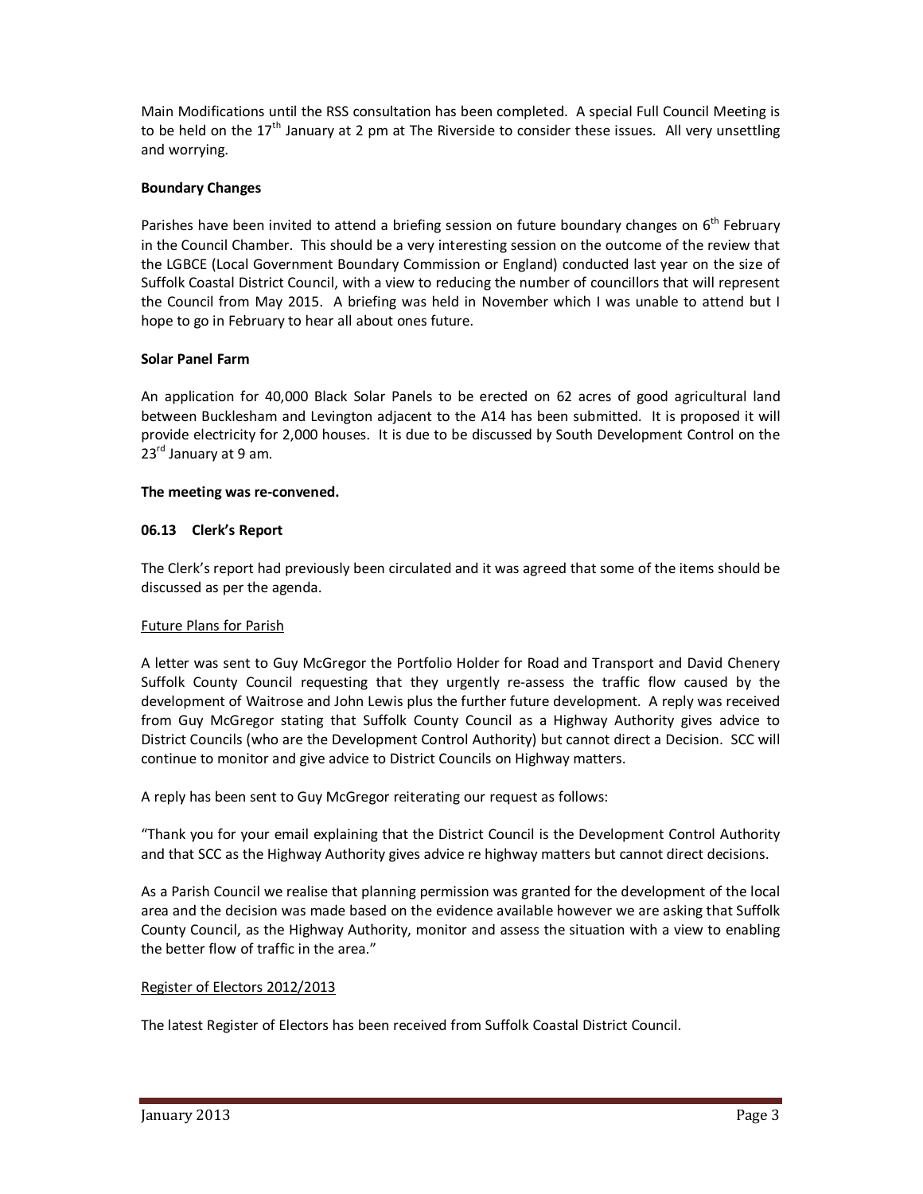Main Modifications until the RSS consultation has been completed. A special Full Council Meeting is to be held on the 17th January at 2 pm at The Riverside to consider these issues. All very unsettling and worrying.

**Boundary Changes**

Parishes have been invited to attend a briefing session on future boundary changes on 6th February in the Council Chamber. This should be a very interesting session on the outcome of the review that the LGBCE (Local Government Boundary Commission or England) conducted last year on the size of Suffolk Coastal District Council, with a view to reducing the number of councillors that will represent the Council from May 2015. A briefing was held in November which I was unable to attend but I hope to go in February to hear all about ones future.

**Solar Panel Farm**

An application for 40,000 Black Solar Panels to be erected on 62 acres of good agricultural land between Bucklesham and Levington adjacent to the A14 has been submitted. It is proposed it will provide electricity for 2,000 houses. It is due to be discussed by South Development Control on the 23rd January at 9 am.

**The meeting was re-convened.**

**06.13 Clerk's Report**

The Clerk's report had previously been circulated and it was agreed that some of the items should be discussed as per the agenda.

Future Plans for Parish

A letter was sent to Guy McGregor the Portfolio Holder for Road and Transport and David Chenery Suffolk County Council requesting that they urgently re-assess the traffic flow caused by the development of Waitrose and John Lewis plus the further future development. A reply was received from Guy McGregor stating that Suffolk County Council as a Highway Authority gives advice to District Councils (who are the Development Control Authority) but cannot direct a Decision. SCC will continue to monitor and give advice to District Councils on Highway matters.

A reply has been sent to Guy McGregor reiterating our request as follows:

"Thank you for your email explaining that the District Council is the Development Control Authority and that SCC as the Highway Authority gives advice re highway matters but cannot direct decisions.

As a Parish Council we realise that planning permission was granted for the development of the local area and the decision was made based on the evidence available however we are asking that Suffolk County Council, as the Highway Authority, monitor and assess the situation with a view to enabling the better flow of traffic in the area."

Register of Electors 2012/2013

The latest Register of Electors has been received from Suffolk Coastal District Council.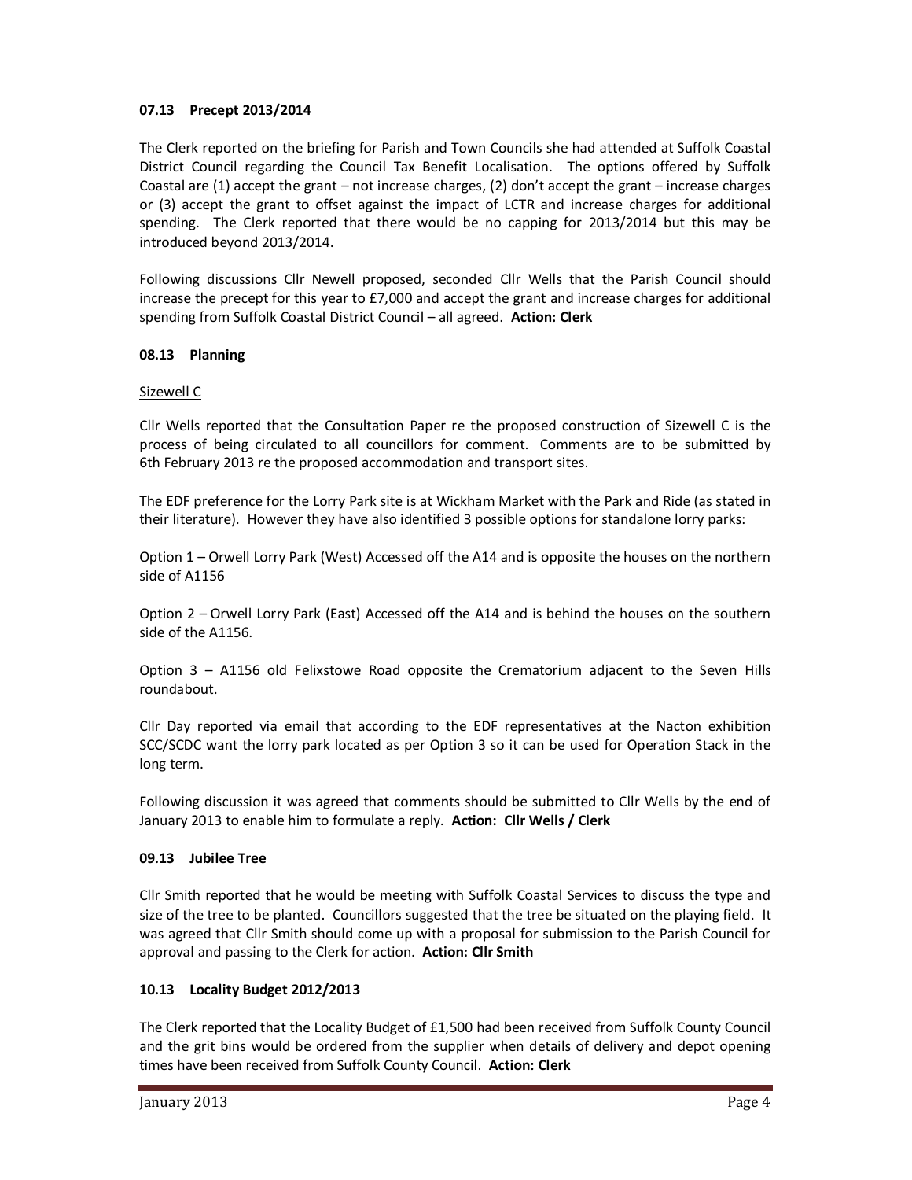### 07.13 Precept 2013/2014

The Clerk reported on the briefing for Parish and Town Councils she had attended at Suffolk Coastal District Council regarding the Council Tax Benefit Localisation. The options offered by Suffolk Coastal are (1) accept the grant – not increase charges, (2) don't accept the grant – increase charges or (3) accept the grant to offset against the impact of LCTR and increase charges for additional spending. The Clerk reported that there would be no capping for 2013/2014 but this may be introduced beyond 2013/2014.

Following discussions Cllr Newell proposed, seconded Cllr Wells that the Parish Council should increase the precept for this year to £7,000 and accept the grant and increase charges for additional spending from Suffolk Coastal District Council – all agreed. **Action: Clerk**

### 08.13 Planning

Sizewell C

Cllr Wells reported that the Consultation Paper re the proposed construction of Sizewell C is the process of being circulated to all councillors for comment. Comments are to be submitted by 6th February 2013 re the proposed accommodation and transport sites.

The EDF preference for the Lorry Park site is at Wickham Market with the Park and Ride (as stated in their literature). However they have also identified 3 possible options for standalone lorry parks:

Option 1 – Orwell Lorry Park (West) Accessed off the A14 and is opposite the houses on the northern side of A1156

Option 2 – Orwell Lorry Park (East) Accessed off the A14 and is behind the houses on the southern side of the A1156.

Option 3 – A1156 old Felixstowe Road opposite the Crematorium adjacent to the Seven Hills roundabout.

Cllr Day reported via email that according to the EDF representatives at the Nacton exhibition SCC/SCDC want the lorry park located as per Option 3 so it can be used for Operation Stack in the long term.

Following discussion it was agreed that comments should be submitted to Cllr Wells by the end of January 2013 to enable him to formulate a reply. **Action: Cllr Wells / Clerk**

### 09.13 Jubilee Tree

Cllr Smith reported that he would be meeting with Suffolk Coastal Services to discuss the type and size of the tree to be planted. Councillors suggested that the tree be situated on the playing field. It was agreed that Cllr Smith should come up with a proposal for submission to the Parish Council for approval and passing to the Clerk for action. **Action: Cllr Smith**

### 10.13 Locality Budget 2012/2013

The Clerk reported that the Locality Budget of £1,500 had been received from Suffolk County Council and the grit bins would be ordered from the supplier when details of delivery and depot opening times have been received from Suffolk County Council. **Action: Clerk**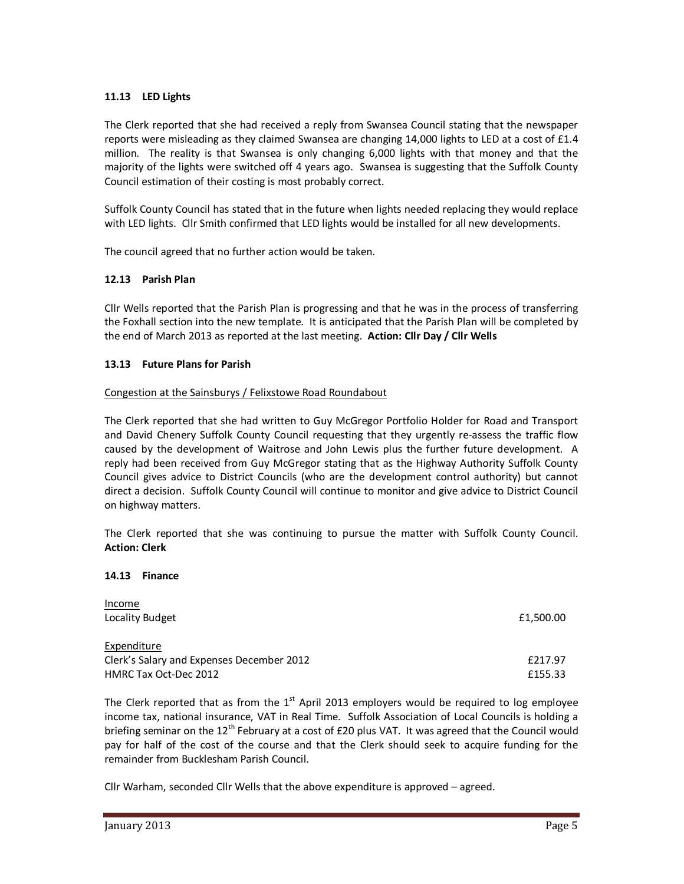### 11.13 LED Lights

The Clerk reported that she had received a reply from Swansea Council stating that the newspaper reports were misleading as they claimed Swansea are changing 14,000 lights to LED at a cost of £1.4 million. The reality is that Swansea is only changing 6,000 lights with that money and that the majority of the lights were switched off 4 years ago. Swansea is suggesting that the Suffolk County Council estimation of their costing is most probably correct.

Suffolk County Council has stated that in the future when lights needed replacing they would replace with LED lights. Cllr Smith confirmed that LED lights would be installed for all new developments.

The council agreed that no further action would be taken.

### 12.13 Parish Plan

Cllr Wells reported that the Parish Plan is progressing and that he was in the process of transferring the Foxhall section into the new template. It is anticipated that the Parish Plan will be completed by the end of March 2013 as reported at the last meeting. **Action: Cllr Day / Cllr Wells**

### 13.13 Future Plans for Parish

Congestion at the Sainsburys / Felixstowe Road Roundabout

The Clerk reported that she had written to Guy McGregor Portfolio Holder for Road and Transport and David Chenery Suffolk County Council requesting that they urgently re-assess the traffic flow caused by the development of Waitrose and John Lewis plus the further future development. A reply had been received from Guy McGregor stating that as the Highway Authority Suffolk County Council gives advice to District Councils (who are the development control authority) but cannot direct a decision. Suffolk County Council will continue to monitor and give advice to District Council on highway matters.

The Clerk reported that she was continuing to pursue the matter with Suffolk County Council. **Action: Clerk**

### 14.13 Finance

| | |
|---|---|
| Income | |
| Locality Budget | £1,500.00 |
| | |
| Expenditure | |
| Clerk's Salary and Expenses December 2012 | £217.97 |
| HMRC Tax Oct-Dec 2012 | £155.33 |

The Clerk reported that as from the 1st April 2013 employers would be required to log employee income tax, national insurance, VAT in Real Time. Suffolk Association of Local Councils is holding a briefing seminar on the 12th February at a cost of £20 plus VAT. It was agreed that the Council would pay for half of the cost of the course and that the Clerk should seek to acquire funding for the remainder from Bucklesham Parish Council.

Cllr Warham, seconded Cllr Wells that the above expenditure is approved – agreed.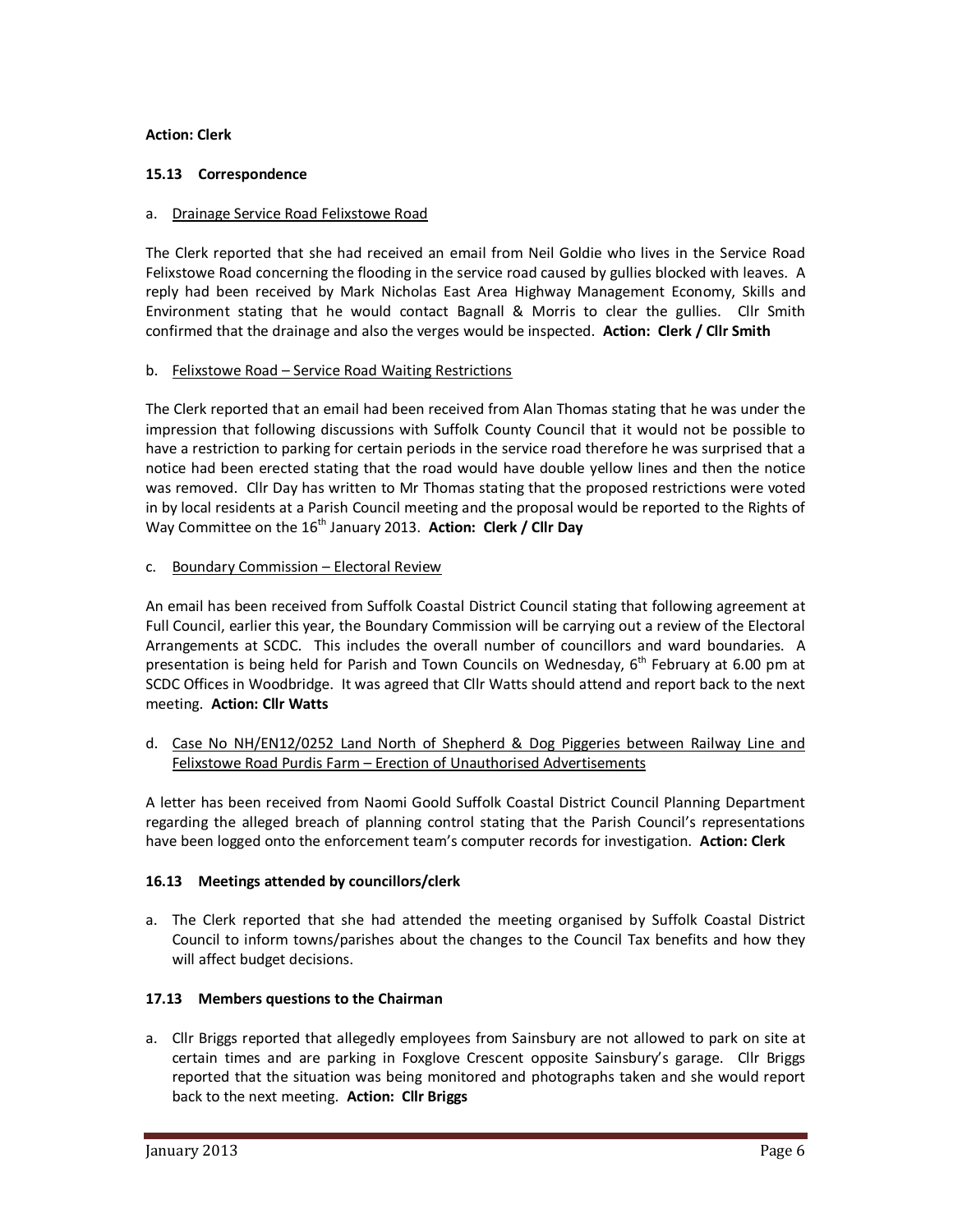**Action: Clerk**

### 15.13 Correspondence

a. Drainage Service Road Felixstowe Road

The Clerk reported that she had received an email from Neil Goldie who lives in the Service Road Felixstowe Road concerning the flooding in the service road caused by gullies blocked with leaves. A reply had been received by Mark Nicholas East Area Highway Management Economy, Skills and Environment stating that he would contact Bagnall & Morris to clear the gullies. Cllr Smith confirmed that the drainage and also the verges would be inspected. **Action: Clerk / Cllr Smith**

b. Felixstowe Road – Service Road Waiting Restrictions

The Clerk reported that an email had been received from Alan Thomas stating that he was under the impression that following discussions with Suffolk County Council that it would not be possible to have a restriction to parking for certain periods in the service road therefore he was surprised that a notice had been erected stating that the road would have double yellow lines and then the notice was removed. Cllr Day has written to Mr Thomas stating that the proposed restrictions were voted in by local residents at a Parish Council meeting and the proposal would be reported to the Rights of Way Committee on the 16th January 2013. **Action: Clerk / Cllr Day**

c. Boundary Commission – Electoral Review

An email has been received from Suffolk Coastal District Council stating that following agreement at Full Council, earlier this year, the Boundary Commission will be carrying out a review of the Electoral Arrangements at SCDC. This includes the overall number of councillors and ward boundaries. A presentation is being held for Parish and Town Councils on Wednesday, 6th February at 6.00 pm at SCDC Offices in Woodbridge. It was agreed that Cllr Watts should attend and report back to the next meeting. **Action: Cllr Watts**

d. Case No NH/EN12/0252 Land North of Shepherd & Dog Piggeries between Railway Line and Felixstowe Road Purdis Farm – Erection of Unauthorised Advertisements

A letter has been received from Naomi Goold Suffolk Coastal District Council Planning Department regarding the alleged breach of planning control stating that the Parish Council's representations have been logged onto the enforcement team's computer records for investigation. **Action: Clerk**

### 16.13 Meetings attended by councillors/clerk

a. The Clerk reported that she had attended the meeting organised by Suffolk Coastal District Council to inform towns/parishes about the changes to the Council Tax benefits and how they will affect budget decisions.

### 17.13 Members questions to the Chairman

a. Cllr Briggs reported that allegedly employees from Sainsbury are not allowed to park on site at certain times and are parking in Foxglove Crescent opposite Sainsbury's garage. Cllr Briggs reported that the situation was being monitored and photographs taken and she would report back to the next meeting. **Action: Cllr Briggs**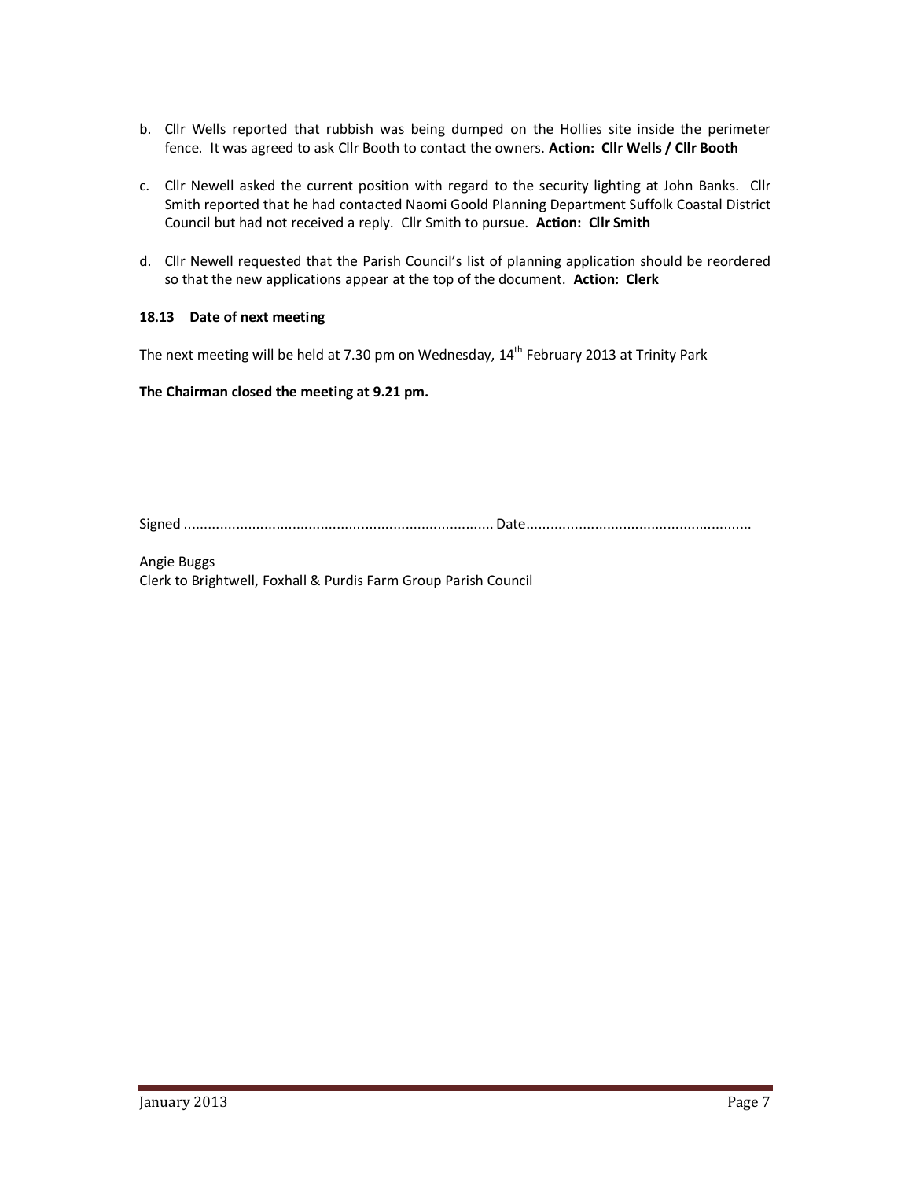b. Cllr Wells reported that rubbish was being dumped on the Hollies site inside the perimeter fence. It was agreed to ask Cllr Booth to contact the owners. **Action: Cllr Wells / Cllr Booth**

c. Cllr Newell asked the current position with regard to the security lighting at John Banks. Cllr Smith reported that he had contacted Naomi Goold Planning Department Suffolk Coastal District Council but had not received a reply. Cllr Smith to pursue. **Action: Cllr Smith**

d. Cllr Newell requested that the Parish Council's list of planning application should be reordered so that the new applications appear at the top of the document. **Action: Clerk**

**18.13 Date of next meeting**

The next meeting will be held at 7.30 pm on Wednesday, 14th February 2013 at Trinity Park

**The Chairman closed the meeting at 9.21 pm.**

Signed ............................................................................ Date........................................................

Angie Buggs
Clerk to Brightwell, Foxhall & Purdis Farm Group Parish Council